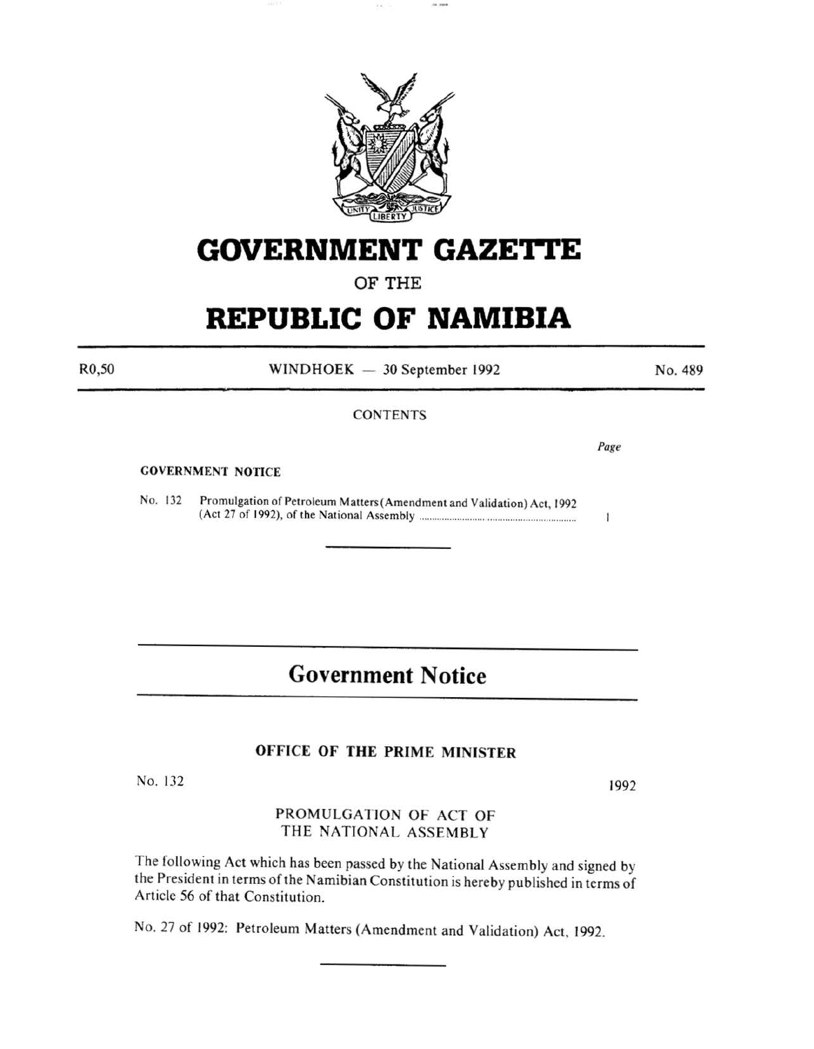# GOVERNMENT GAZETTE

OF THE

# REPUBLIC OF NAMIBIA

R0,50 WINDHOEK — 30 September 1992 No. 489

CONTENTS

*Page*

**GOVERNMENT NOTICE**

No. 132 Promulgation of Petroleum Matters (Amendment and Validation) Act, 1992 (Act 27 of 1992), of the National Assembly ........................................................ 1

---

## Government Notice

### OFFICE OF THE PRIME MINISTER

No. 132 1992

PROMULGATION OF ACT OF
THE NATIONAL ASSEMBLY

The following Act which has been passed by the National Assembly and signed by the President in terms of the Namibian Constitution is hereby published in terms of Article 56 of that Constitution.

No. 27 of 1992: Petroleum Matters (Amendment and Validation) Act, 1992.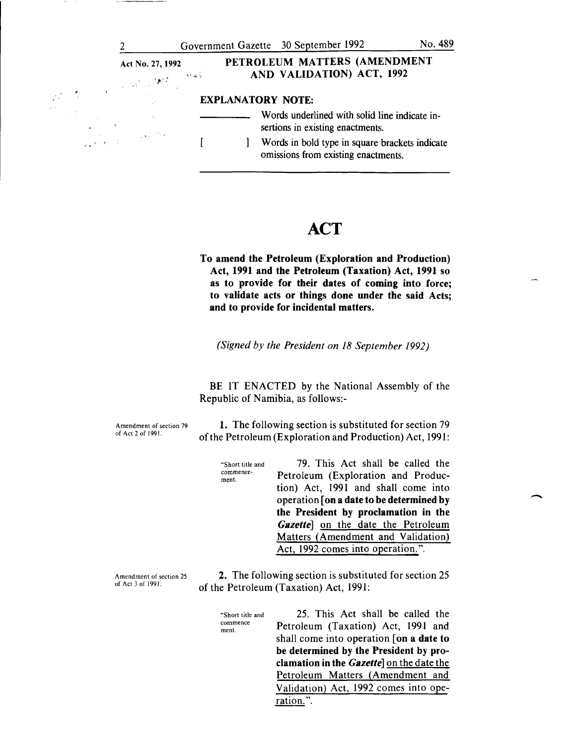Act No. 27, 1992

**PETROLEUM MATTERS (AMENDMENT AND VALIDATION) ACT, 1992**

**EXPLANATORY NOTE:**

________ Words underlined with solid line indicate insertions in existing enactments.

[ ] Words in bold type in square brackets indicate omissions from existing enactments.

# ACT

**To amend the Petroleum (Exploration and Production) Act, 1991 and the Petroleum (Taxation) Act, 1991 so as to provide for their dates of coming into force; to validate acts or things done under the said Acts; and to provide for incidental matters.**

*(Signed by the President on 18 September 1992)*

BE IT ENACTED by the National Assembly of the Republic of Namibia, as follows:-

Amendment of section 79 of Act 2 of 1991.

**1.** The following section is substituted for section 79 of the Petroleum (Exploration and Production) Act, 1991:

"Short title and commencement.

79. This Act shall be called the Petroleum (Exploration and Production) Act, 1991 and shall come into operation [**on a date to be determined by the President by proclamation in the *Gazette***] <u>on the date the Petroleum Matters (Amendment and Validation) Act, 1992 comes into operation.</u>".

Amendment of section 25 of Act 3 of 1991.

**2.** The following section is substituted for section 25 of the Petroleum (Taxation) Act, 1991:

"Short title and commencement.

25. This Act shall be called the Petroleum (Taxation) Act, 1991 and shall come into operation [**on a date to be determined by the President by proclamation in the *Gazette***] <u>on the date the Petroleum Matters (Amendment and Validation) Act, 1992 comes into operation.</u>".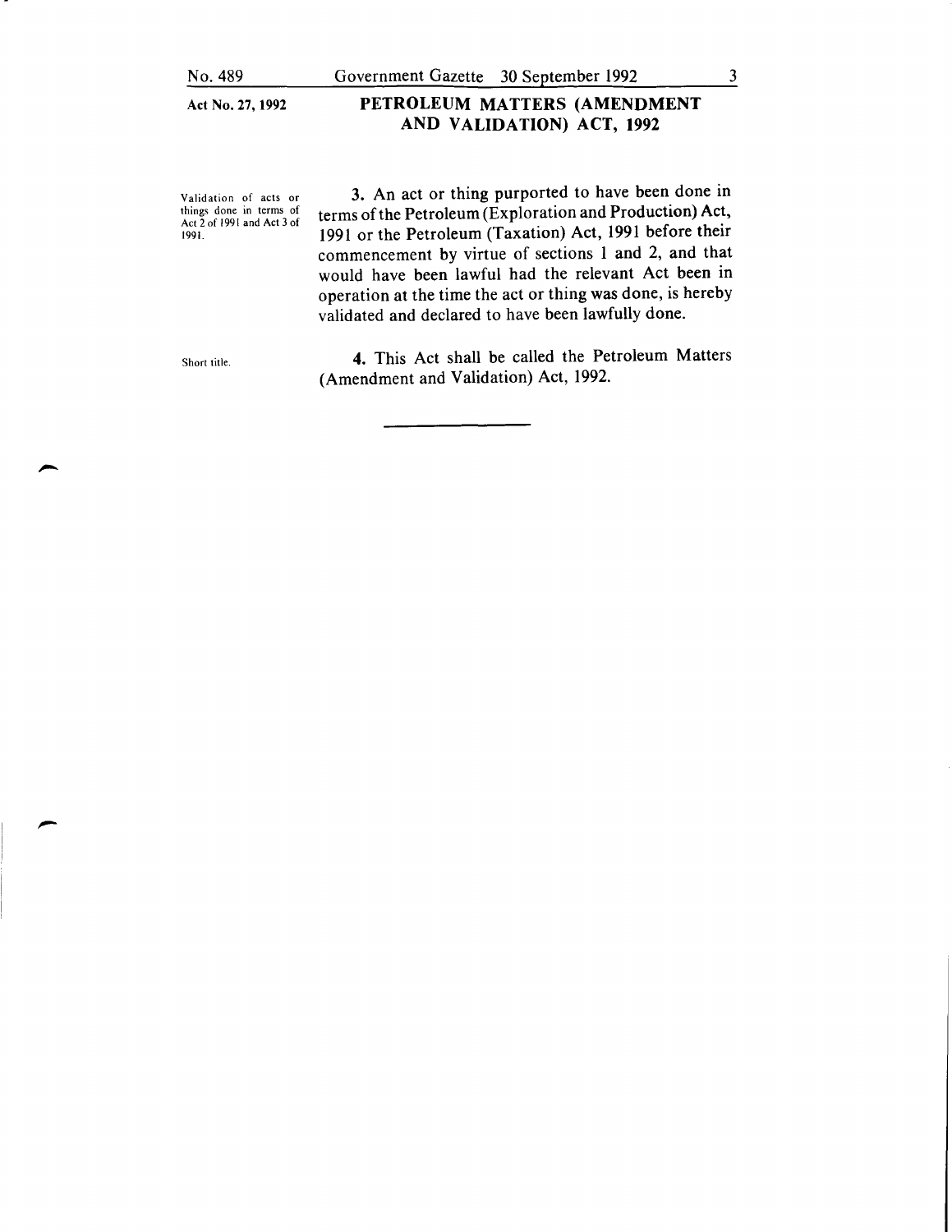# PETROLEUM MATTERS (AMENDMENT AND VALIDATION) ACT, 1992

Act No. 27, 1992

*Validation of acts or things done in terms of Act 2 of 1991 and Act 3 of 1991.*

**3.** An act or thing purported to have been done in terms of the Petroleum (Exploration and Production) Act, 1991 or the Petroleum (Taxation) Act, 1991 before their commencement by virtue of sections 1 and 2, and that would have been lawful had the relevant Act been in operation at the time the act or thing was done, is hereby validated and declared to have been lawfully done.

*Short title.*

**4.** This Act shall be called the Petroleum Matters (Amendment and Validation) Act, 1992.